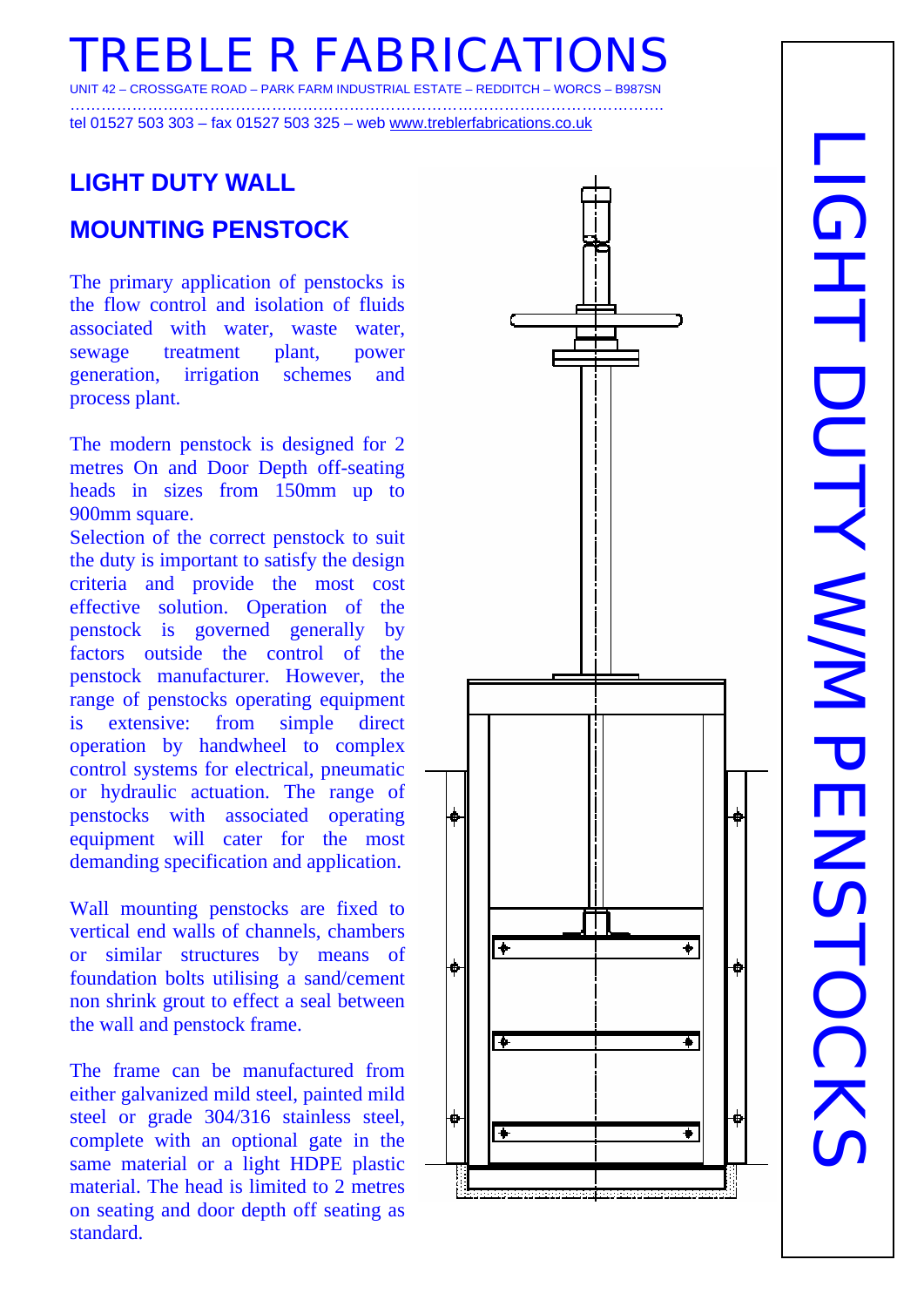# TREBLE R FABRICATIONS

UNIT 42 – CROSSGATE ROAD – PARK FARM INDUSTRIAL ESTATE – REDDITCH – WORCS – B987SN

tel 01527 503 303 – fax 01527 503 325 – web www.treblerfabrications.co.uk

## LIGHT DUTY WALL MOUNTING PENSTOCK

The primary application of penstocks is the flow control and isolation of fluids associated with water, waste water, sewage treatment plant, power generation, irrigation schemes and process plant.

The modern penstock is designed for 2 metres On and Door Depth off-seating heads in sizes from 150mm up to 900mm square.

Selection of the correct penstock to suit the duty is important to satisfy the design criteria and provide the most cost effective solution. Operation of the penstock is governed generally by factors outside the control of the penstock manufacturer. However, the range of penstocks operating equipment is extensive: from simple direct operation by handwheel to complex control systems for electrical, pneumatic or hydraulic actuation. The range of penstocks with associated operating equipment will cater for the most demanding specification and application.

Wall mounting penstocks are fixed to vertical end walls of channels, chambers or similar structures by means of foundation bolts utilising a sand/cement non shrink grout to effect a seal between the wall and penstock frame.

The frame can be manufactured from either galvanized mild steel, painted mild steel or grade 304/316 stainless steel, complete with an optional gate in the same material or a light HDPE plastic material. The head is limited to 2 metres on seating and door depth off seating as standard.

LIGHT DUTY W/M PENSTOCKS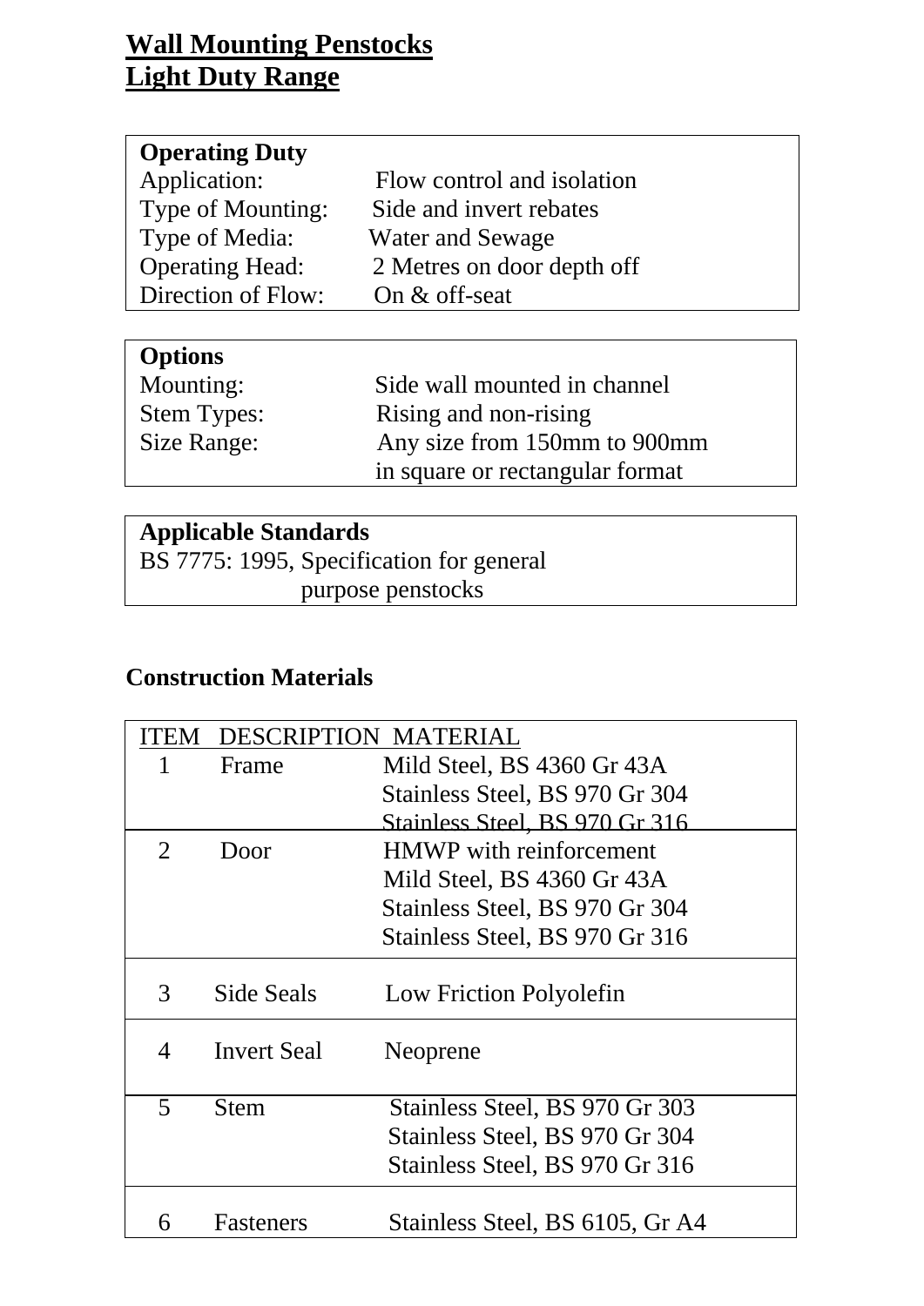# Wall Mounting Penstocks
# Light Duty Range

| **Operating Duty** | |
|---|---|
| Application: | Flow control and isolation |
| Type of Mounting: | Side and invert rebates |
| Type of Media: | Water and Sewage |
| Operating Head: | 2 Metres on door depth off |
| Direction of Flow: | On & off-seat |

| **Options** | |
|---|---|
| Mounting: | Side wall mounted in channel |
| Stem Types: | Rising and non-rising |
| Size Range: | Any size from 150mm to 900mm in square or rectangular format |

**Applicable Standards**

BS 7775: 1995, Specification for general purpose penstocks

## Construction Materials

| ITEM | DESCRIPTION | MATERIAL |
|---|---|---|
| 1 | Frame | Mild Steel, BS 4360 Gr 43A<br>Stainless Steel, BS 970 Gr 304<br>Stainless Steel, BS 970 Gr 316 |
| 2 | Door | HMWP with reinforcement<br>Mild Steel, BS 4360 Gr 43A<br>Stainless Steel, BS 970 Gr 304<br>Stainless Steel, BS 970 Gr 316 |
| 3 | Side Seals | Low Friction Polyolefin |
| 4 | Invert Seal | Neoprene |
| 5 | Stem | Stainless Steel, BS 970 Gr 303<br>Stainless Steel, BS 970 Gr 304<br>Stainless Steel, BS 970 Gr 316 |
| 6 | Fasteners | Stainless Steel, BS 6105, Gr A4 |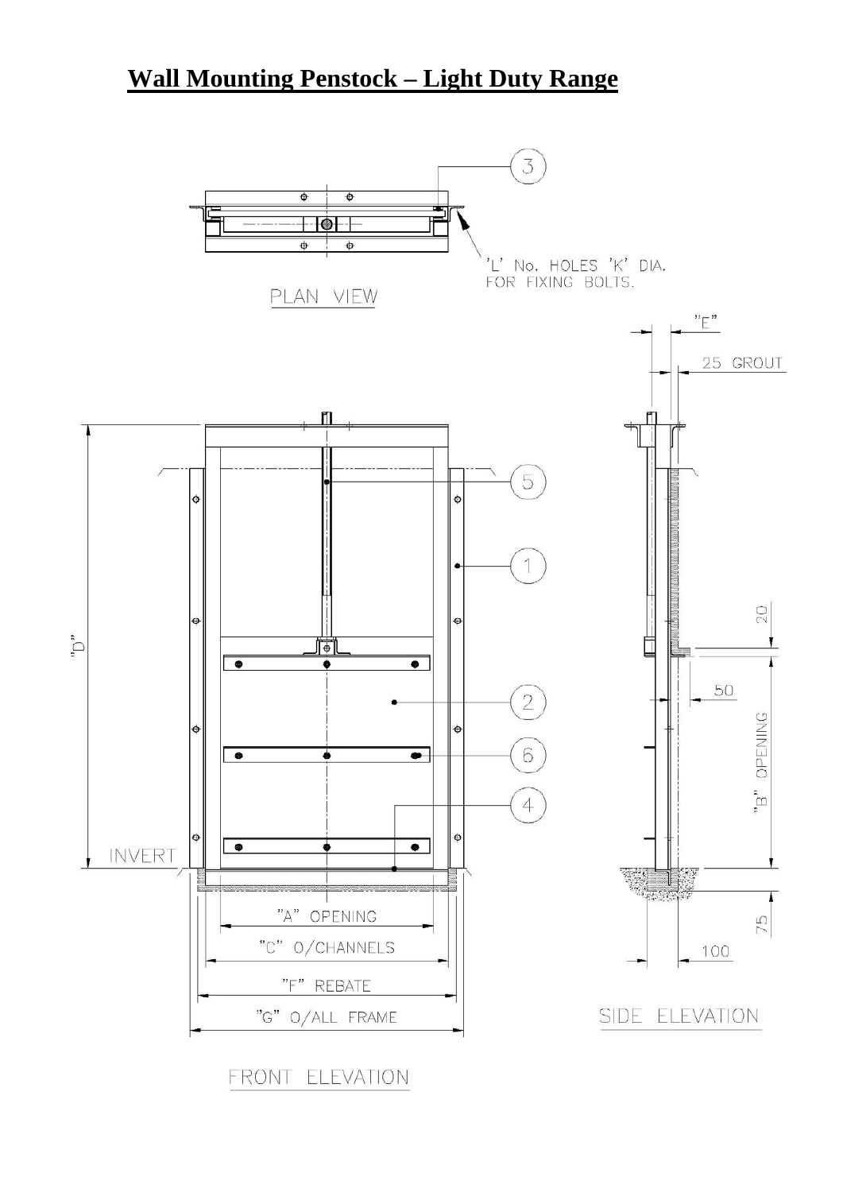# Wall Mounting Penstock – Light Duty Range

PLAN VIEW

'L' No. HOLES 'K' DIA. FOR FIXING BOLTS.

FRONT ELEVATION

"D"

INVERT

"A" OPENING

"C" O/CHANNELS

"F" REBATE

"G" O/ALL FRAME

SIDE ELEVATION

"E"

25 GROUT

20

50

"B" OPENING

75

100

1 2 3 4 5 6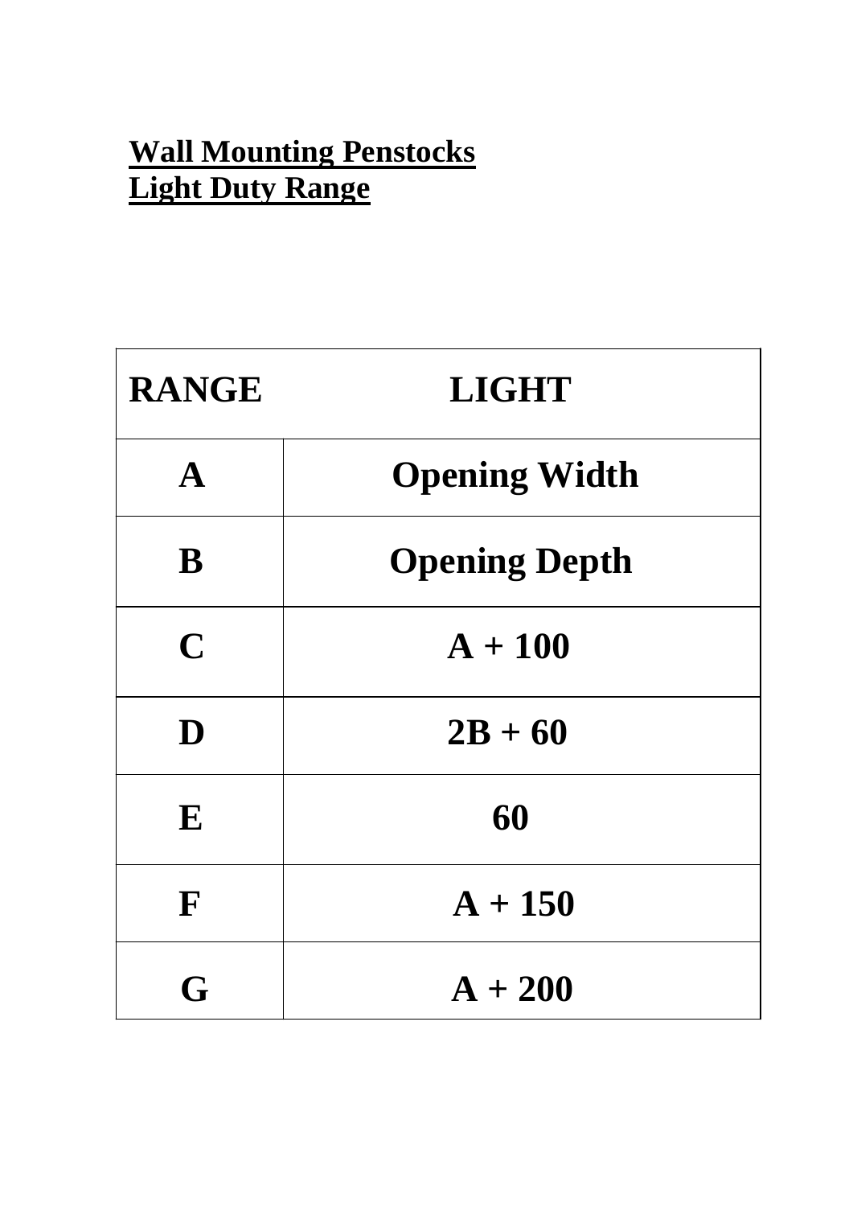**Wall Mounting Penstocks**
**Light Duty Range**

| RANGE | LIGHT |
|---|---|
| A | Opening Width |
| B | Opening Depth |
| C | A + 100 |
| D | 2B + 60 |
| E | 60 |
| F | A + 150 |
| G | A + 200 |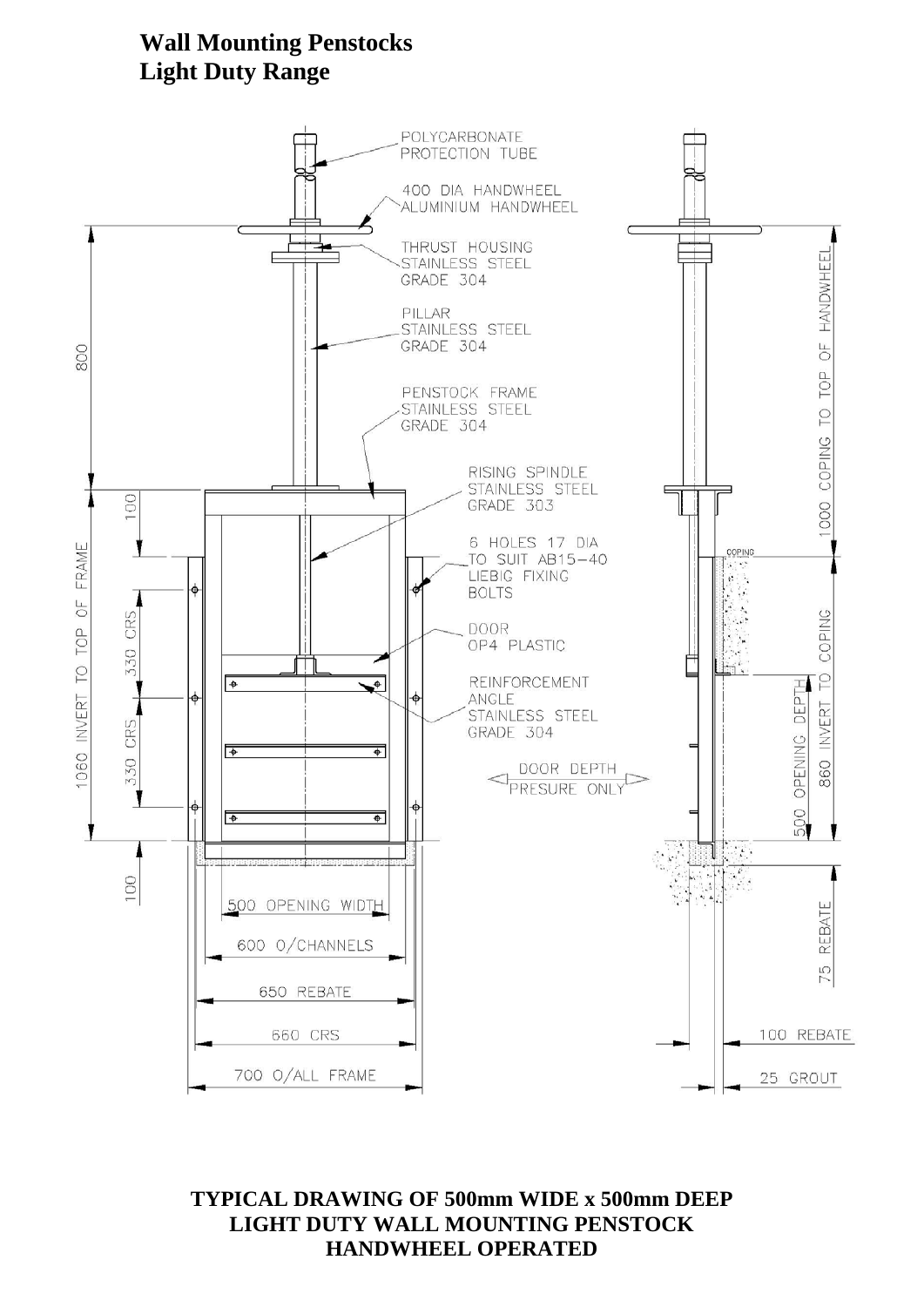# Wall Mounting Penstocks
## Light Duty Range

POLYCARBONATE PROTECTION TUBE

400 DIA HANDWHEEL ALUMINIUM HANDWHEEL

THRUST HOUSING STAINLESS STEEL GRADE 304

PILLAR STAINLESS STEEL GRADE 304

PENSTOCK FRAME STAINLESS STEEL GRADE 304

RISING SPINDLE STAINLESS STEEL GRADE 303

6 HOLES 17 DIA TO SUIT AB15-40 LIEBIG FIXING BOLTS

DOOR OP4 PLASTIC

REINFORCEMENT ANGLE STAINLESS STEEL GRADE 304

DOOR DEPTH PRESURE ONLY

COPING

800

100

1060 INVERT TO TOP OF FRAME

330 CRS

330 CRS

100

500 OPENING WIDTH

600 O/CHANNELS

650 REBATE

660 CRS

700 O/ALL FRAME

1000 COPING TO TOP OF HANDWHEEL

860 INVERT TO COPING

500 OPENING DEPTH

75 REBATE

100 REBATE

25 GROUT

**TYPICAL DRAWING OF 500mm WIDE x 500mm DEEP LIGHT DUTY WALL MOUNTING PENSTOCK HANDWHEEL OPERATED**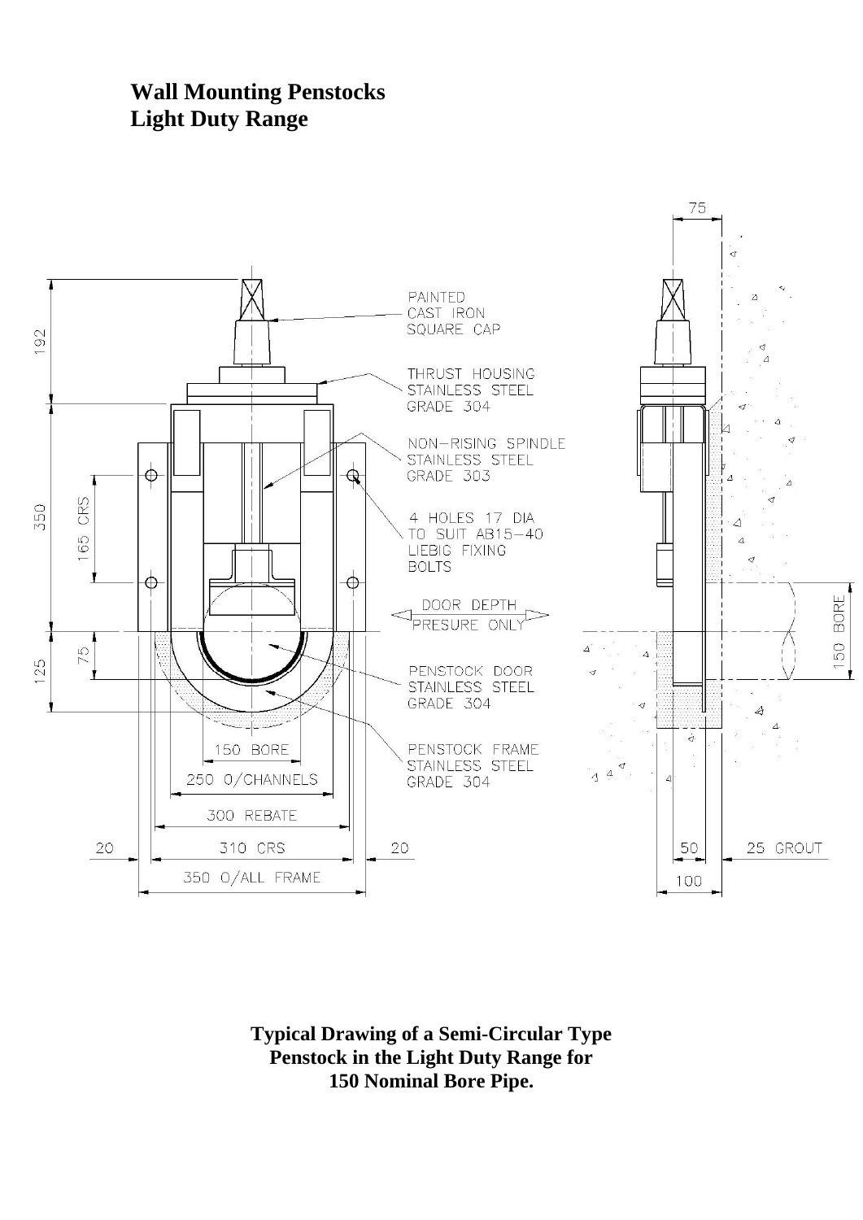# Wall Mounting Penstocks
# Light Duty Range

75

192

PAINTED
CAST IRON
SQUARE CAP

THRUST HOUSING
STAINLESS STEEL
GRADE 304

NON-RISING SPINDLE
STAINLESS STEEL
GRADE 303

350

165 CRS

4 HOLES 17 DIA
TO SUIT AB15-40
LIEBIG FIXING
BOLTS

DOOR DEPTH
PRESURE ONLY

150 BORE

125

75

PENSTOCK DOOR
STAINLESS STEEL
GRADE 304

PENSTOCK FRAME
STAINLESS STEEL
GRADE 304

150 BORE

250 O/CHANNELS

300 REBATE

20

310 CRS

20

350 O/ALL FRAME

50

25 GROUT

100

**Typical Drawing of a Semi-Circular Type Penstock in the Light Duty Range for 150 Nominal Bore Pipe.**